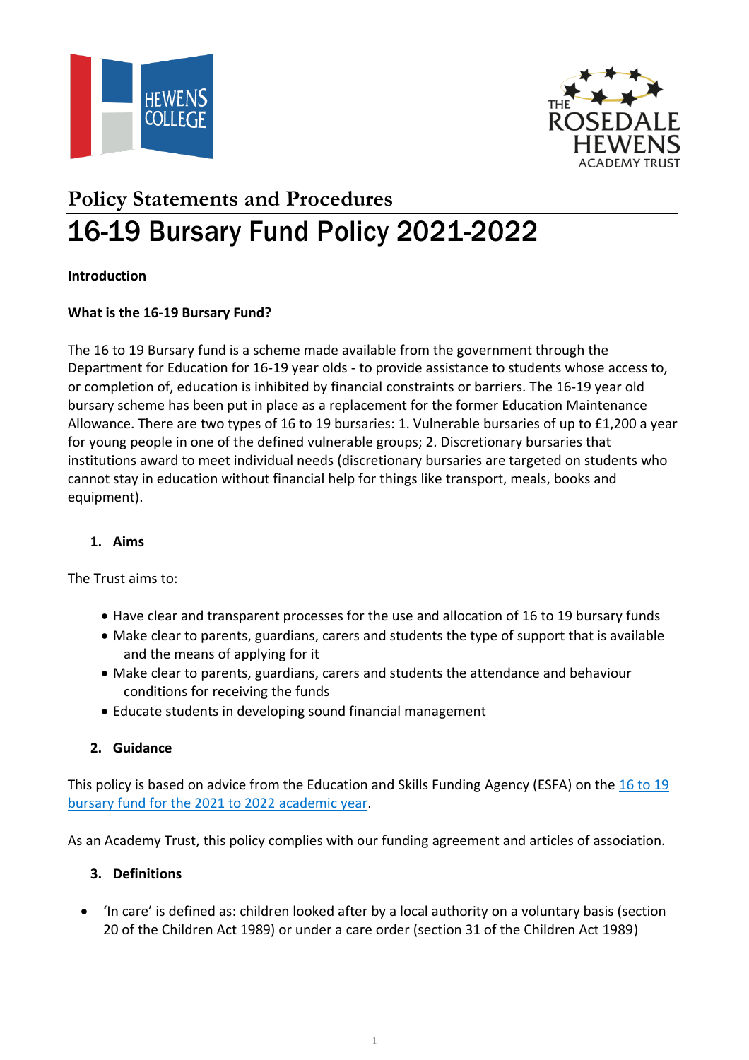Policy Statements and Procedures

# 16-19 Bursary Fund Policy 2021-2022

**Introduction**

**What is the 16-19 Bursary Fund?**

The 16 to 19 Bursary fund is a scheme made available from the government through the Department for Education for 16-19 year olds - to provide assistance to students whose access to, or completion of, education is inhibited by financial constraints or barriers. The 16-19 year old bursary scheme has been put in place as a replacement for the former Education Maintenance Allowance. There are two types of 16 to 19 bursaries: 1. Vulnerable bursaries of up to £1,200 a year for young people in one of the defined vulnerable groups; 2. Discretionary bursaries that institutions award to meet individual needs (discretionary bursaries are targeted on students who cannot stay in education without financial help for things like transport, meals, books and equipment).

## 1. Aims

The Trust aims to:

- Have clear and transparent processes for the use and allocation of 16 to 19 bursary funds
- Make clear to parents, guardians, carers and students the type of support that is available and the means of applying for it
- Make clear to parents, guardians, carers and students the attendance and behaviour conditions for receiving the funds
- Educate students in developing sound financial management

## 2. Guidance

This policy is based on advice from the Education and Skills Funding Agency (ESFA) on the 16 to 19 bursary fund for the 2021 to 2022 academic year.

As an Academy Trust, this policy complies with our funding agreement and articles of association.

## 3. Definitions

- 'In care' is defined as: children looked after by a local authority on a voluntary basis (section 20 of the Children Act 1989) or under a care order (section 31 of the Children Act 1989)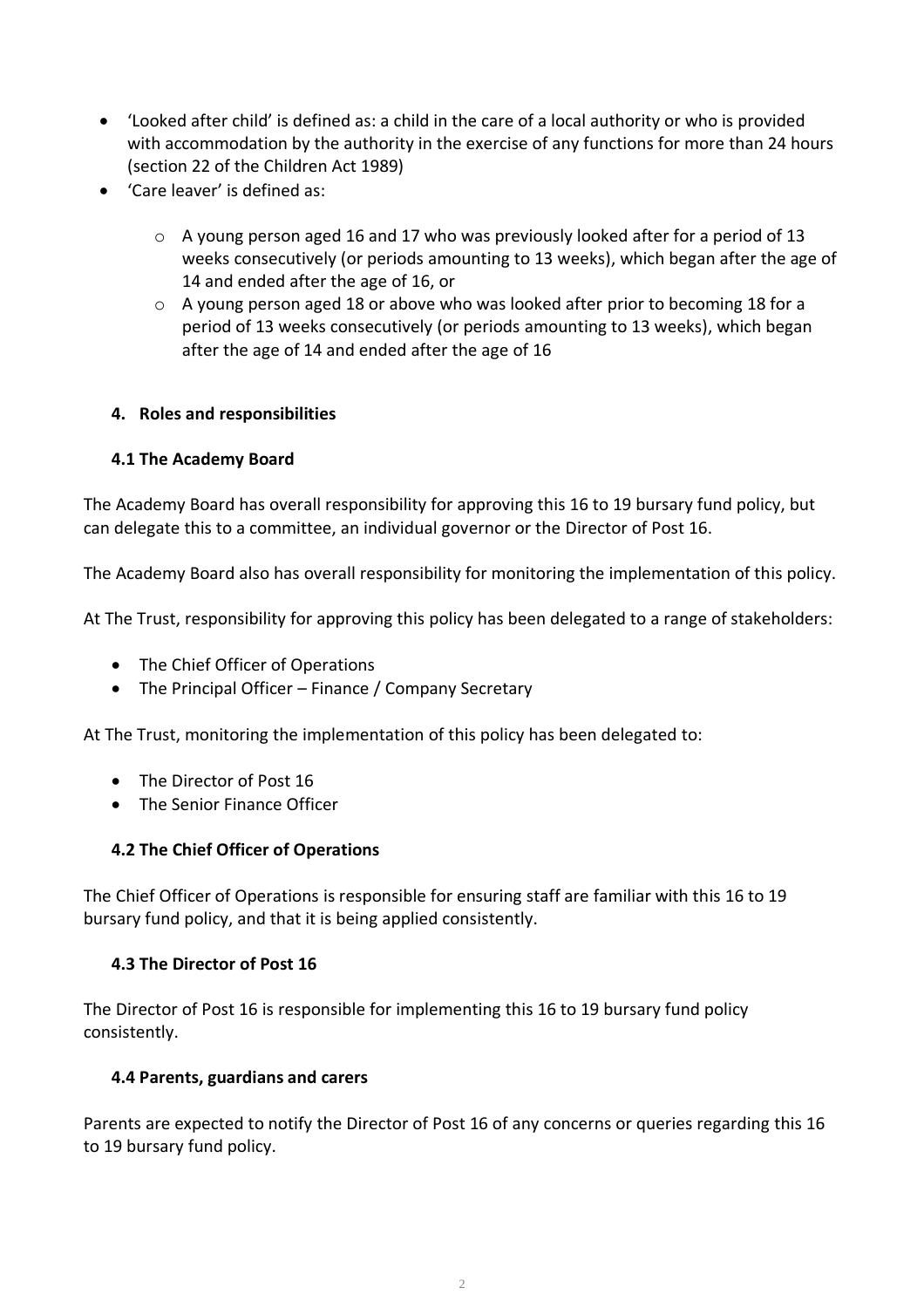- 'Looked after child' is defined as: a child in the care of a local authority or who is provided with accommodation by the authority in the exercise of any functions for more than 24 hours (section 22 of the Children Act 1989)
- 'Care leaver' is defined as:
    - A young person aged 16 and 17 who was previously looked after for a period of 13 weeks consecutively (or periods amounting to 13 weeks), which began after the age of 14 and ended after the age of 16, or
    - A young person aged 18 or above who was looked after prior to becoming 18 for a period of 13 weeks consecutively (or periods amounting to 13 weeks), which began after the age of 14 and ended after the age of 16

## 4. Roles and responsibilities

### 4.1 The Academy Board

The Academy Board has overall responsibility for approving this 16 to 19 bursary fund policy, but can delegate this to a committee, an individual governor or the Director of Post 16.

The Academy Board also has overall responsibility for monitoring the implementation of this policy.

At The Trust, responsibility for approving this policy has been delegated to a range of stakeholders:

- The Chief Officer of Operations
- The Principal Officer – Finance / Company Secretary

At The Trust, monitoring the implementation of this policy has been delegated to:

- The Director of Post 16
- The Senior Finance Officer

### 4.2 The Chief Officer of Operations

The Chief Officer of Operations is responsible for ensuring staff are familiar with this 16 to 19 bursary fund policy, and that it is being applied consistently.

### 4.3 The Director of Post 16

The Director of Post 16 is responsible for implementing this 16 to 19 bursary fund policy consistently.

### 4.4 Parents, guardians and carers

Parents are expected to notify the Director of Post 16 of any concerns or queries regarding this 16 to 19 bursary fund policy.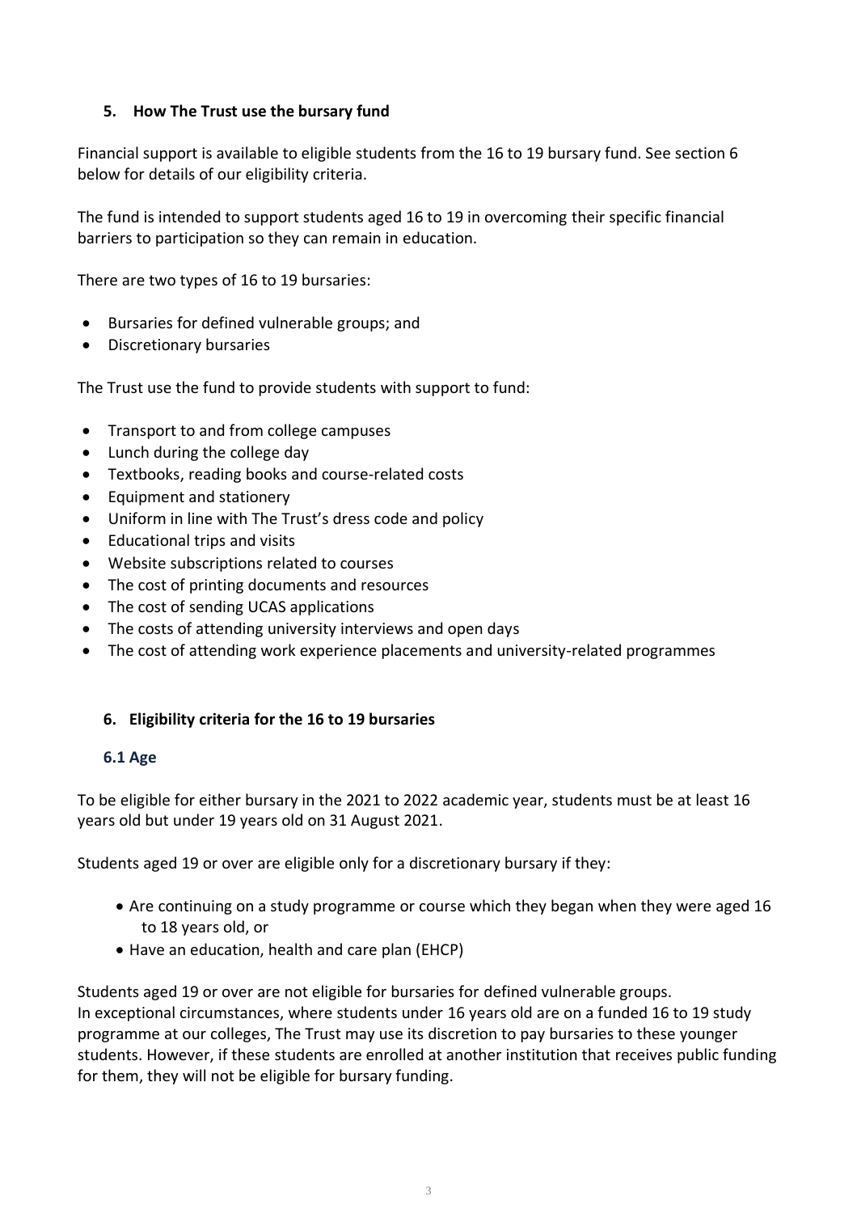## 5. How The Trust use the bursary fund

Financial support is available to eligible students from the 16 to 19 bursary fund. See section 6 below for details of our eligibility criteria.

The fund is intended to support students aged 16 to 19 in overcoming their specific financial barriers to participation so they can remain in education.

There are two types of 16 to 19 bursaries:

- Bursaries for defined vulnerable groups; and
- Discretionary bursaries

The Trust use the fund to provide students with support to fund:

- Transport to and from college campuses
- Lunch during the college day
- Textbooks, reading books and course-related costs
- Equipment and stationery
- Uniform in line with The Trust's dress code and policy
- Educational trips and visits
- Website subscriptions related to courses
- The cost of printing documents and resources
- The cost of sending UCAS applications
- The costs of attending university interviews and open days
- The cost of attending work experience placements and university-related programmes

## 6. Eligibility criteria for the 16 to 19 bursaries

### 6.1 Age

To be eligible for either bursary in the 2021 to 2022 academic year, students must be at least 16 years old but under 19 years old on 31 August 2021.

Students aged 19 or over are eligible only for a discretionary bursary if they:

- Are continuing on a study programme or course which they began when they were aged 16 to 18 years old, or
- Have an education, health and care plan (EHCP)

Students aged 19 or over are not eligible for bursaries for defined vulnerable groups.
In exceptional circumstances, where students under 16 years old are on a funded 16 to 19 study programme at our colleges, The Trust may use its discretion to pay bursaries to these younger students. However, if these students are enrolled at another institution that receives public funding for them, they will not be eligible for bursary funding.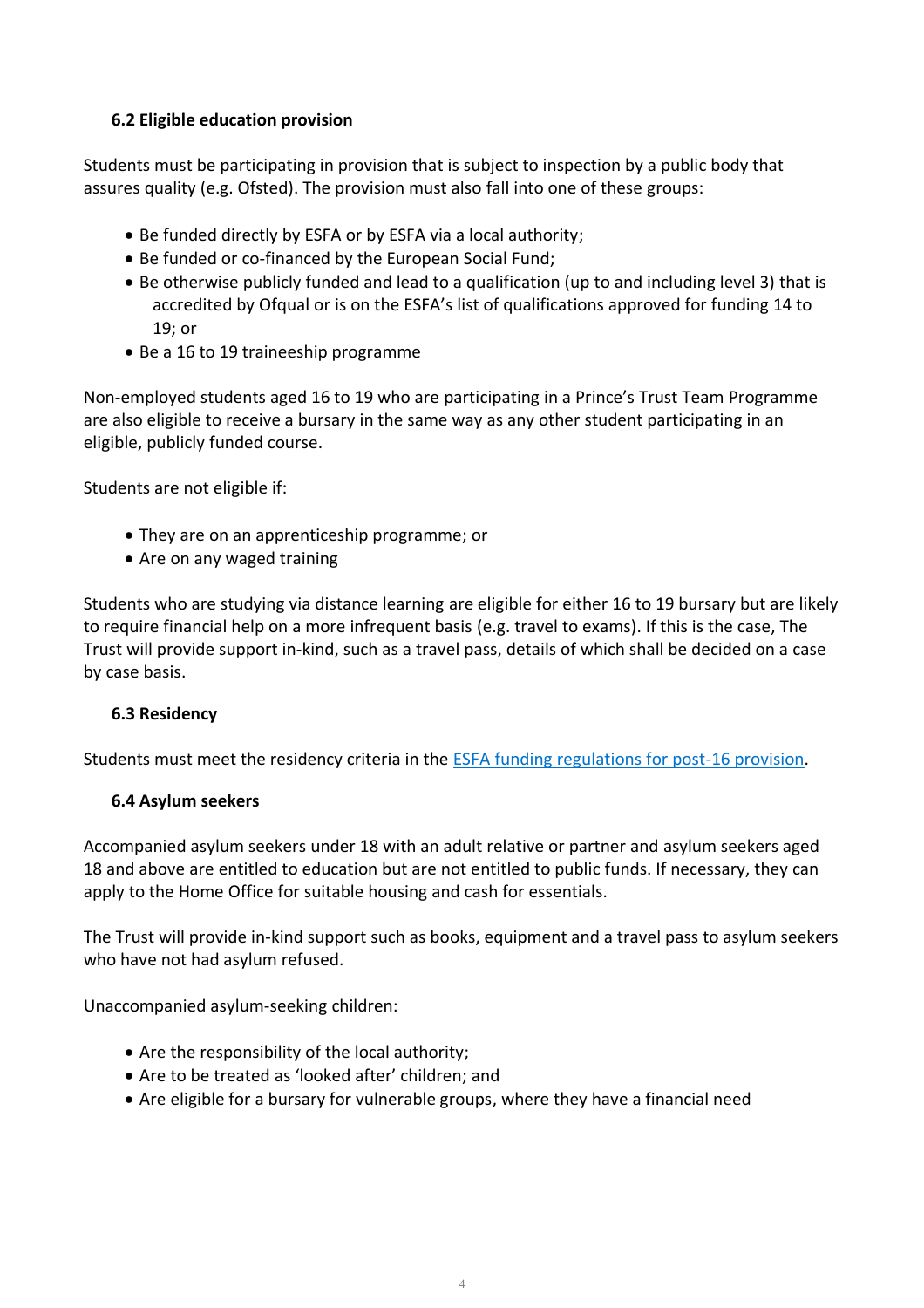### 6.2 Eligible education provision

Students must be participating in provision that is subject to inspection by a public body that assures quality (e.g. Ofsted). The provision must also fall into one of these groups:

- Be funded directly by ESFA or by ESFA via a local authority;
- Be funded or co-financed by the European Social Fund;
- Be otherwise publicly funded and lead to a qualification (up to and including level 3) that is accredited by Ofqual or is on the ESFA's list of qualifications approved for funding 14 to 19; or
- Be a 16 to 19 traineeship programme

Non-employed students aged 16 to 19 who are participating in a Prince's Trust Team Programme are also eligible to receive a bursary in the same way as any other student participating in an eligible, publicly funded course.

Students are not eligible if:

- They are on an apprenticeship programme; or
- Are on any waged training

Students who are studying via distance learning are eligible for either 16 to 19 bursary but are likely to require financial help on a more infrequent basis (e.g. travel to exams). If this is the case, The Trust will provide support in-kind, such as a travel pass, details of which shall be decided on a case by case basis.

### 6.3 Residency

Students must meet the residency criteria in the [ESFA funding regulations for post-16 provision](ESFA funding regulations for post-16 provision).

### 6.4 Asylum seekers

Accompanied asylum seekers under 18 with an adult relative or partner and asylum seekers aged 18 and above are entitled to education but are not entitled to public funds. If necessary, they can apply to the Home Office for suitable housing and cash for essentials.

The Trust will provide in-kind support such as books, equipment and a travel pass to asylum seekers who have not had asylum refused.

Unaccompanied asylum-seeking children:

- Are the responsibility of the local authority;
- Are to be treated as 'looked after' children; and
- Are eligible for a bursary for vulnerable groups, where they have a financial need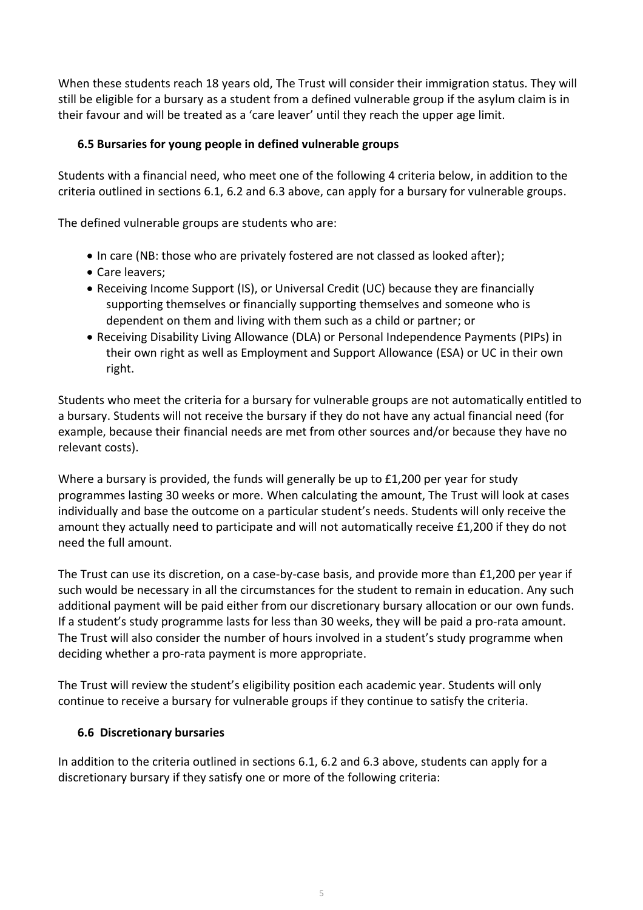When these students reach 18 years old, The Trust will consider their immigration status. They will still be eligible for a bursary as a student from a defined vulnerable group if the asylum claim is in their favour and will be treated as a 'care leaver' until they reach the upper age limit.

### 6.5 Bursaries for young people in defined vulnerable groups

Students with a financial need, who meet one of the following 4 criteria below, in addition to the criteria outlined in sections 6.1, 6.2 and 6.3 above, can apply for a bursary for vulnerable groups.

The defined vulnerable groups are students who are:

- In care (NB: those who are privately fostered are not classed as looked after);
- Care leavers;
- Receiving Income Support (IS), or Universal Credit (UC) because they are financially supporting themselves or financially supporting themselves and someone who is dependent on them and living with them such as a child or partner; or
- Receiving Disability Living Allowance (DLA) or Personal Independence Payments (PIPs) in their own right as well as Employment and Support Allowance (ESA) or UC in their own right.

Students who meet the criteria for a bursary for vulnerable groups are not automatically entitled to a bursary. Students will not receive the bursary if they do not have any actual financial need (for example, because their financial needs are met from other sources and/or because they have no relevant costs).

Where a bursary is provided, the funds will generally be up to £1,200 per year for study programmes lasting 30 weeks or more. When calculating the amount, The Trust will look at cases individually and base the outcome on a particular student's needs. Students will only receive the amount they actually need to participate and will not automatically receive £1,200 if they do not need the full amount.

The Trust can use its discretion, on a case-by-case basis, and provide more than £1,200 per year if such would be necessary in all the circumstances for the student to remain in education. Any such additional payment will be paid either from our discretionary bursary allocation or our own funds. If a student's study programme lasts for less than 30 weeks, they will be paid a pro-rata amount. The Trust will also consider the number of hours involved in a student's study programme when deciding whether a pro-rata payment is more appropriate.

The Trust will review the student's eligibility position each academic year. Students will only continue to receive a bursary for vulnerable groups if they continue to satisfy the criteria.

### 6.6 Discretionary bursaries

In addition to the criteria outlined in sections 6.1, 6.2 and 6.3 above, students can apply for a discretionary bursary if they satisfy one or more of the following criteria: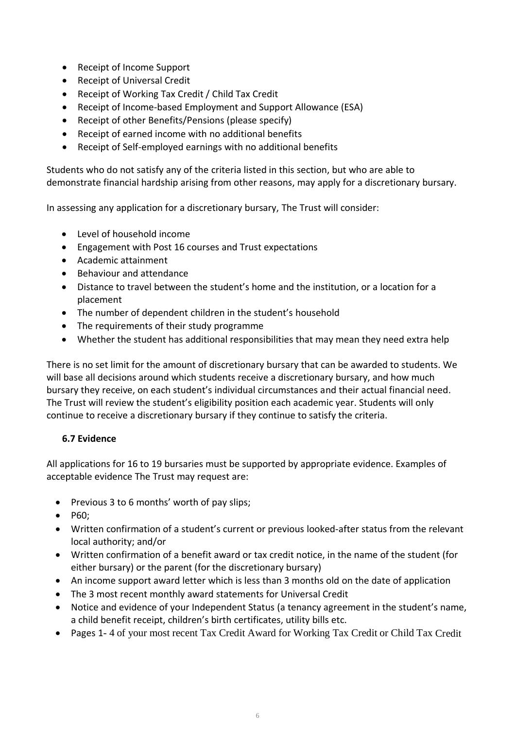- Receipt of Income Support
- Receipt of Universal Credit
- Receipt of Working Tax Credit / Child Tax Credit
- Receipt of Income-based Employment and Support Allowance (ESA)
- Receipt of other Benefits/Pensions (please specify)
- Receipt of earned income with no additional benefits
- Receipt of Self-employed earnings with no additional benefits

Students who do not satisfy any of the criteria listed in this section, but who are able to demonstrate financial hardship arising from other reasons, may apply for a discretionary bursary.

In assessing any application for a discretionary bursary, The Trust will consider:

- Level of household income
- Engagement with Post 16 courses and Trust expectations
- Academic attainment
- Behaviour and attendance
- Distance to travel between the student's home and the institution, or a location for a placement
- The number of dependent children in the student's household
- The requirements of their study programme
- Whether the student has additional responsibilities that may mean they need extra help

There is no set limit for the amount of discretionary bursary that can be awarded to students. We will base all decisions around which students receive a discretionary bursary, and how much bursary they receive, on each student's individual circumstances and their actual financial need. The Trust will review the student's eligibility position each academic year. Students will only continue to receive a discretionary bursary if they continue to satisfy the criteria.

### 6.7 Evidence

All applications for 16 to 19 bursaries must be supported by appropriate evidence. Examples of acceptable evidence The Trust may request are:

- Previous 3 to 6 months' worth of pay slips;
- P60;
- Written confirmation of a student's current or previous looked-after status from the relevant local authority; and/or
- Written confirmation of a benefit award or tax credit notice, in the name of the student (for either bursary) or the parent (for the discretionary bursary)
- An income support award letter which is less than 3 months old on the date of application
- The 3 most recent monthly award statements for Universal Credit
- Notice and evidence of your Independent Status (a tenancy agreement in the student's name, a child benefit receipt, children's birth certificates, utility bills etc.
- Pages 1- 4 of your most recent Tax Credit Award for Working Tax Credit or Child Tax Credit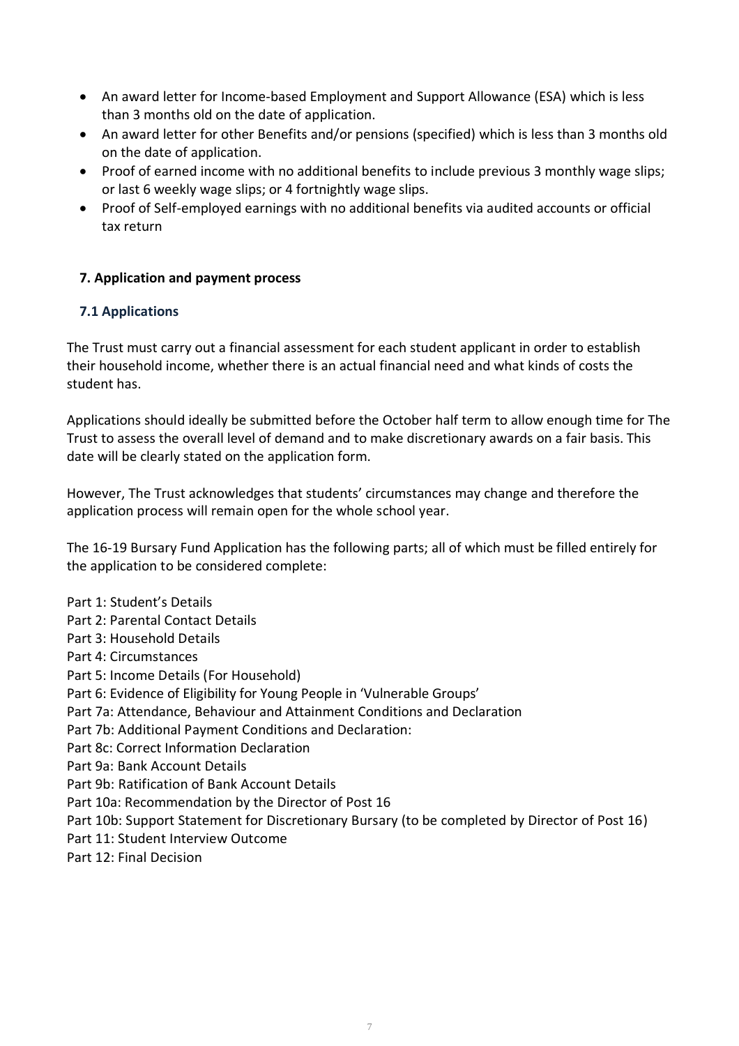- An award letter for Income-based Employment and Support Allowance (ESA) which is less than 3 months old on the date of application.
- An award letter for other Benefits and/or pensions (specified) which is less than 3 months old on the date of application.
- Proof of earned income with no additional benefits to include previous 3 monthly wage slips; or last 6 weekly wage slips; or 4 fortnightly wage slips.
- Proof of Self-employed earnings with no additional benefits via audited accounts or official tax return

## 7. Application and payment process

### 7.1 Applications

The Trust must carry out a financial assessment for each student applicant in order to establish their household income, whether there is an actual financial need and what kinds of costs the student has.

Applications should ideally be submitted before the October half term to allow enough time for The Trust to assess the overall level of demand and to make discretionary awards on a fair basis. This date will be clearly stated on the application form.

However, The Trust acknowledges that students' circumstances may change and therefore the application process will remain open for the whole school year.

The 16-19 Bursary Fund Application has the following parts; all of which must be filled entirely for the application to be considered complete:

Part 1: Student's Details
Part 2: Parental Contact Details
Part 3: Household Details
Part 4: Circumstances
Part 5: Income Details (For Household)
Part 6: Evidence of Eligibility for Young People in 'Vulnerable Groups'
Part 7a: Attendance, Behaviour and Attainment Conditions and Declaration
Part 7b: Additional Payment Conditions and Declaration:
Part 8c: Correct Information Declaration
Part 9a: Bank Account Details
Part 9b: Ratification of Bank Account Details
Part 10a: Recommendation by the Director of Post 16
Part 10b: Support Statement for Discretionary Bursary (to be completed by Director of Post 16)
Part 11: Student Interview Outcome
Part 12: Final Decision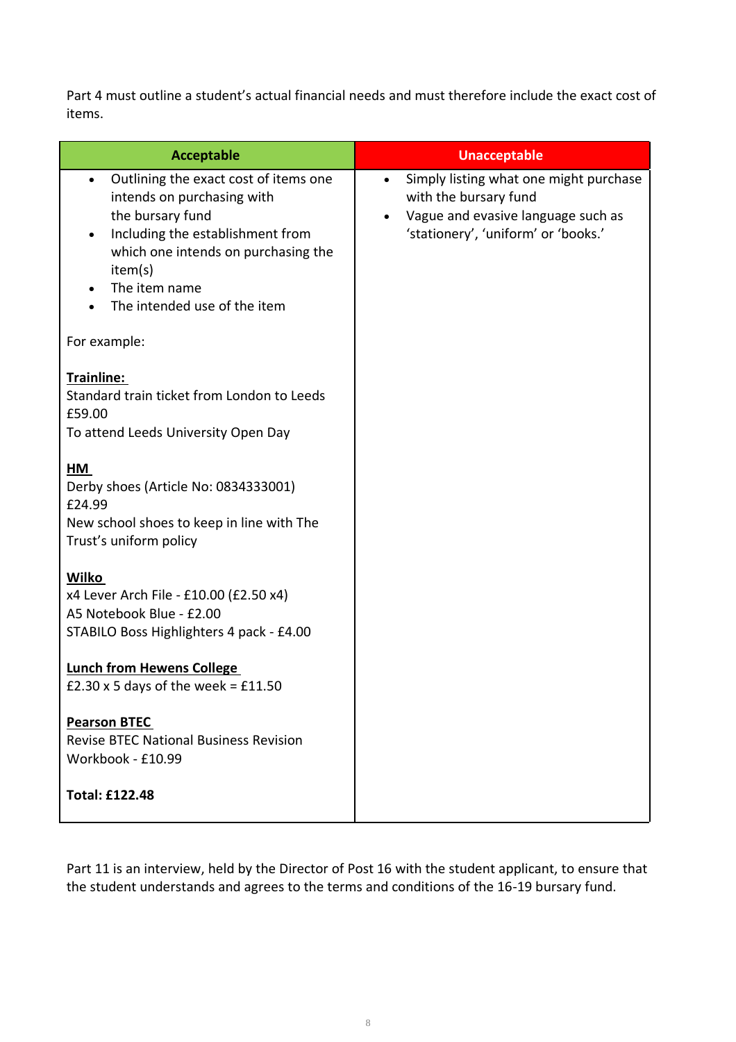Part 4 must outline a student's actual financial needs and must therefore include the exact cost of items.

| Acceptable | Unacceptable |
|---|---|
| • Outlining the exact cost of items one intends on purchasing with the bursary fund<br>• Including the establishment from which one intends on purchasing the item(s)<br>• The item name<br>• The intended use of the item<br><br>For example:<br><br>**Trainline:**<br>Standard train ticket from London to Leeds<br>£59.00<br>To attend Leeds University Open Day<br><br>**HM**<br>Derby shoes (Article No: 0834333001)<br>£24.99<br>New school shoes to keep in line with The Trust's uniform policy<br><br>**Wilko**<br>x4 Lever Arch File - £10.00 (£2.50 x4)<br>A5 Notebook Blue - £2.00<br>STABILO Boss Highlighters 4 pack - £4.00<br><br>**Lunch from Hewens College**<br>£2.30 x 5 days of the week = £11.50<br><br>**Pearson BTEC**<br>Revise BTEC National Business Revision Workbook - £10.99<br><br>**Total: £122.48** | • Simply listing what one might purchase with the bursary fund<br>• Vague and evasive language such as 'stationery', 'uniform' or 'books.' |

Part 11 is an interview, held by the Director of Post 16 with the student applicant, to ensure that the student understands and agrees to the terms and conditions of the 16-19 bursary fund.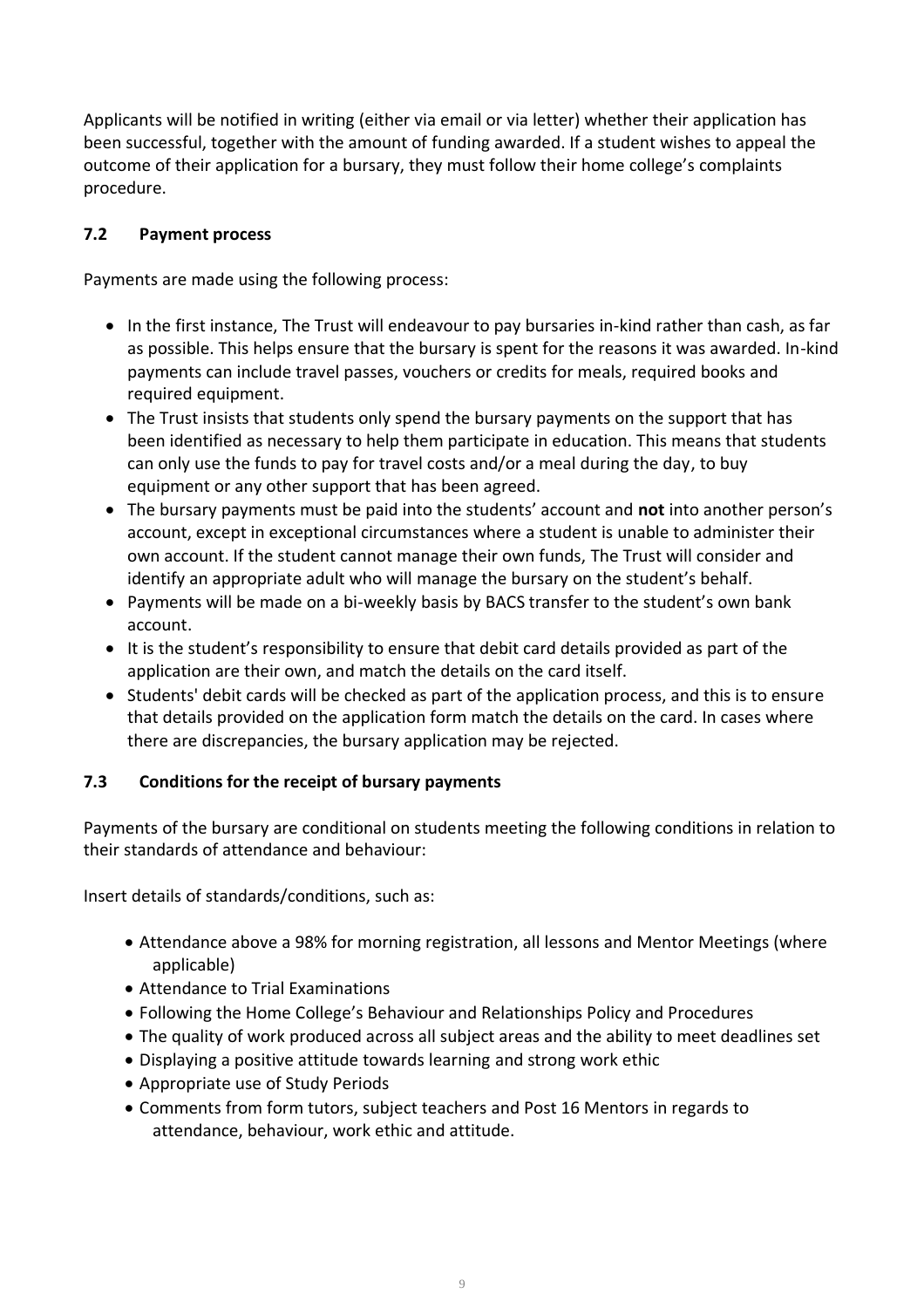Applicants will be notified in writing (either via email or via letter) whether their application has been successful, together with the amount of funding awarded. If a student wishes to appeal the outcome of their application for a bursary, they must follow their home college's complaints procedure.

### 7.2 Payment process

Payments are made using the following process:

- In the first instance, The Trust will endeavour to pay bursaries in-kind rather than cash, as far as possible. This helps ensure that the bursary is spent for the reasons it was awarded. In-kind payments can include travel passes, vouchers or credits for meals, required books and required equipment.
- The Trust insists that students only spend the bursary payments on the support that has been identified as necessary to help them participate in education. This means that students can only use the funds to pay for travel costs and/or a meal during the day, to buy equipment or any other support that has been agreed.
- The bursary payments must be paid into the students' account and **not** into another person's account, except in exceptional circumstances where a student is unable to administer their own account. If the student cannot manage their own funds, The Trust will consider and identify an appropriate adult who will manage the bursary on the student's behalf.
- Payments will be made on a bi-weekly basis by BACS transfer to the student's own bank account.
- It is the student's responsibility to ensure that debit card details provided as part of the application are their own, and match the details on the card itself.
- Students' debit cards will be checked as part of the application process, and this is to ensure that details provided on the application form match the details on the card. In cases where there are discrepancies, the bursary application may be rejected.

### 7.3 Conditions for the receipt of bursary payments

Payments of the bursary are conditional on students meeting the following conditions in relation to their standards of attendance and behaviour:

Insert details of standards/conditions, such as:

- Attendance above a 98% for morning registration, all lessons and Mentor Meetings (where applicable)
- Attendance to Trial Examinations
- Following the Home College's Behaviour and Relationships Policy and Procedures
- The quality of work produced across all subject areas and the ability to meet deadlines set
- Displaying a positive attitude towards learning and strong work ethic
- Appropriate use of Study Periods
- Comments from form tutors, subject teachers and Post 16 Mentors in regards to attendance, behaviour, work ethic and attitude.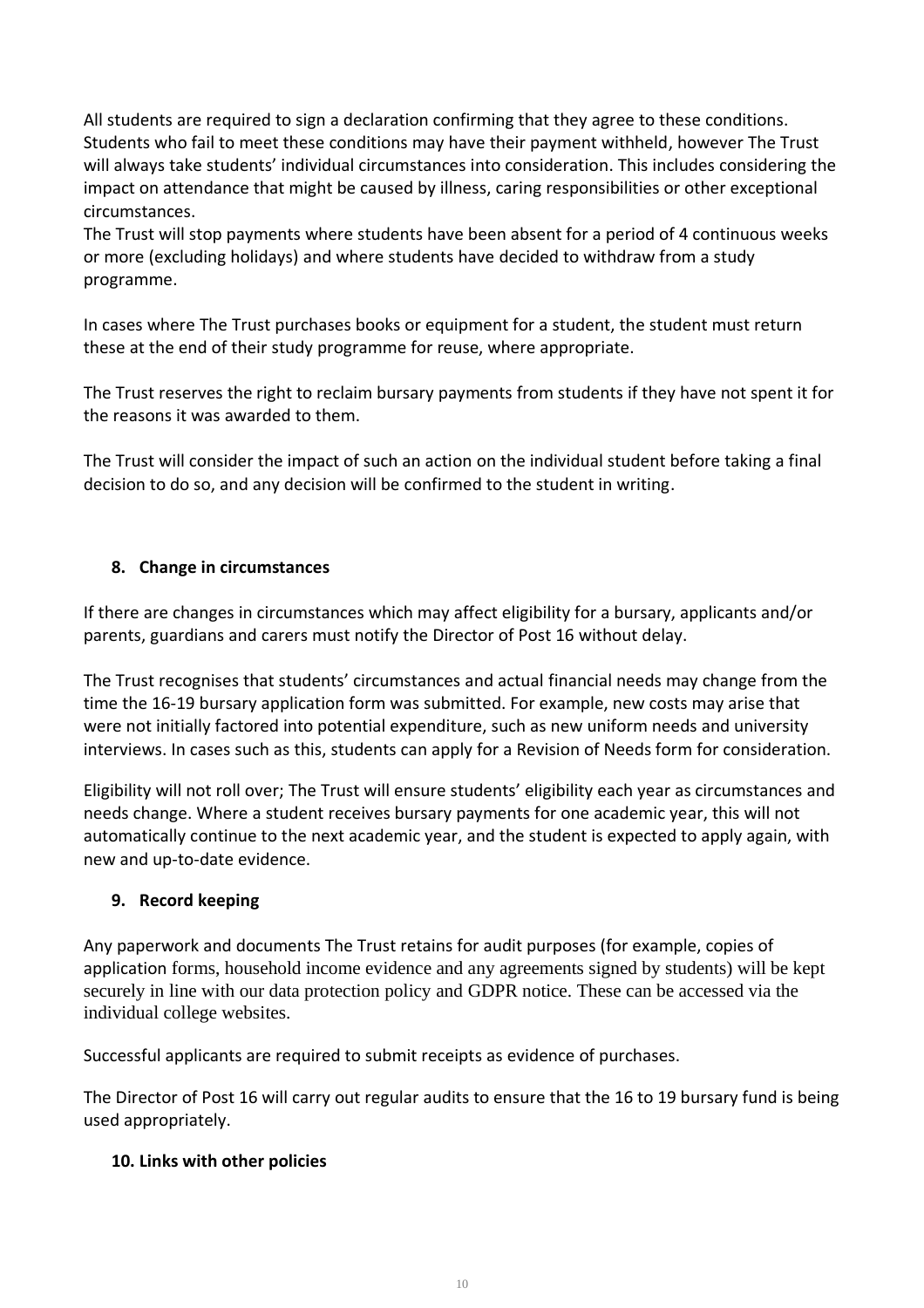All students are required to sign a declaration confirming that they agree to these conditions. Students who fail to meet these conditions may have their payment withheld, however The Trust will always take students' individual circumstances into consideration. This includes considering the impact on attendance that might be caused by illness, caring responsibilities or other exceptional circumstances.
The Trust will stop payments where students have been absent for a period of 4 continuous weeks or more (excluding holidays) and where students have decided to withdraw from a study programme.

In cases where The Trust purchases books or equipment for a student, the student must return these at the end of their study programme for reuse, where appropriate.

The Trust reserves the right to reclaim bursary payments from students if they have not spent it for the reasons it was awarded to them.

The Trust will consider the impact of such an action on the individual student before taking a final decision to do so, and any decision will be confirmed to the student in writing.

## 8. Change in circumstances

If there are changes in circumstances which may affect eligibility for a bursary, applicants and/or parents, guardians and carers must notify the Director of Post 16 without delay.

The Trust recognises that students' circumstances and actual financial needs may change from the time the 16-19 bursary application form was submitted. For example, new costs may arise that were not initially factored into potential expenditure, such as new uniform needs and university interviews. In cases such as this, students can apply for a Revision of Needs form for consideration.

Eligibility will not roll over; The Trust will ensure students' eligibility each year as circumstances and needs change. Where a student receives bursary payments for one academic year, this will not automatically continue to the next academic year, and the student is expected to apply again, with new and up-to-date evidence.

## 9. Record keeping

Any paperwork and documents The Trust retains for audit purposes (for example, copies of application forms, household income evidence and any agreements signed by students) will be kept securely in line with our data protection policy and GDPR notice. These can be accessed via the individual college websites.

Successful applicants are required to submit receipts as evidence of purchases.

The Director of Post 16 will carry out regular audits to ensure that the 16 to 19 bursary fund is being used appropriately.

## 10. Links with other policies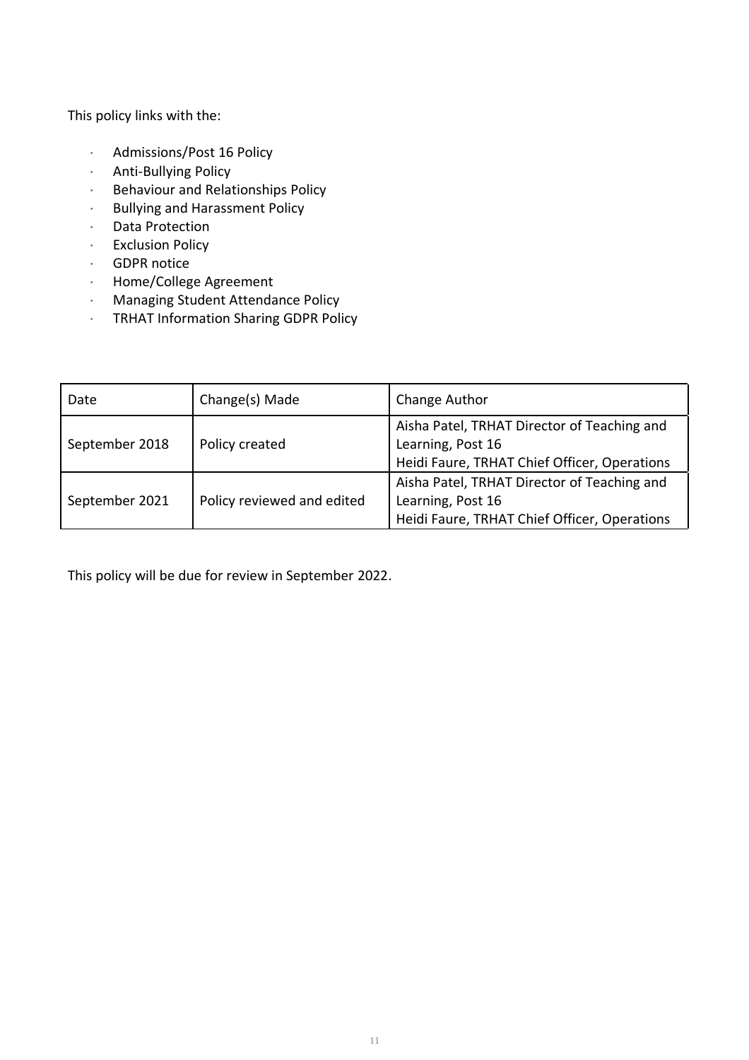This policy links with the:

- Admissions/Post 16 Policy
- Anti-Bullying Policy
- Behaviour and Relationships Policy
- Bullying and Harassment Policy
- Data Protection
- Exclusion Policy
- GDPR notice
- Home/College Agreement
- Managing Student Attendance Policy
- TRHAT Information Sharing GDPR Policy

| Date | Change(s) Made | Change Author |
|---|---|---|
| September 2018 | Policy created | Aisha Patel, TRHAT Director of Teaching and Learning, Post 16<br>Heidi Faure, TRHAT Chief Officer, Operations |
| September 2021 | Policy reviewed and edited | Aisha Patel, TRHAT Director of Teaching and Learning, Post 16<br>Heidi Faure, TRHAT Chief Officer, Operations |

This policy will be due for review in September 2022.